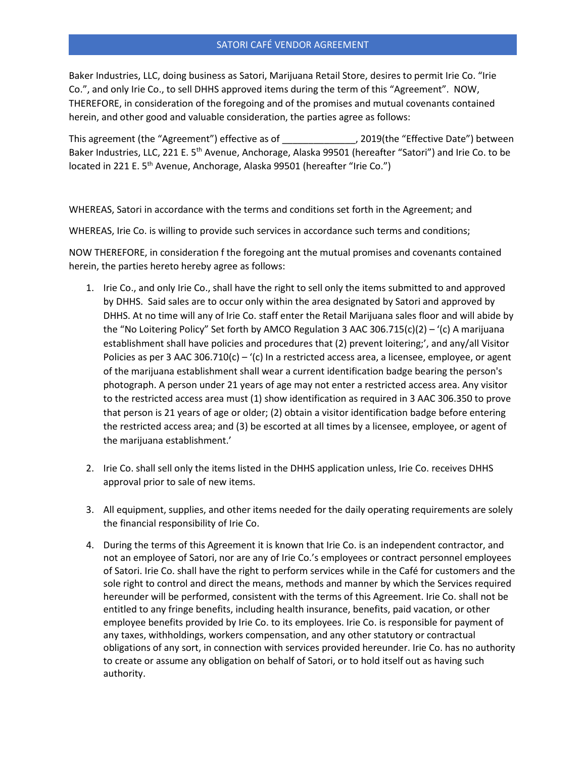# SATORI CAFÉ VENDOR AGREEMENT

Baker Industries, LLC, doing business as Satori, Marijuana Retail Store, desires to permit Irie Co. "Irie Co.", and only Irie Co., to sell DHHS approved items during the term of this "Agreement". NOW, THEREFORE, in consideration of the foregoing and of the promises and mutual covenants contained herein, and other good and valuable consideration, the parties agree as follows:

This agreement (the "Agreement") effective as of ______________, 2019(the "Effective Date") between Baker Industries, LLC, 221 E. 5th Avenue, Anchorage, Alaska 99501 (hereafter "Satori") and Irie Co. to be located in 221 E. 5th Avenue, Anchorage, Alaska 99501 (hereafter "Irie Co.")

WHEREAS, Satori in accordance with the terms and conditions set forth in the Agreement; and

WHEREAS, Irie Co. is willing to provide such services in accordance such terms and conditions;

NOW THEREFORE, in consideration f the foregoing ant the mutual promises and covenants contained herein, the parties hereto hereby agree as follows:

1. Irie Co., and only Irie Co., shall have the right to sell only the items submitted to and approved by DHHS. Said sales are to occur only within the area designated by Satori and approved by DHHS. At no time will any of Irie Co. staff enter the Retail Marijuana sales floor and will abide by the "No Loitering Policy" Set forth by AMCO Regulation 3 AAC 306.715(c)(2) – '(c) A marijuana establishment shall have policies and procedures that (2) prevent loitering;', and any/all Visitor Policies as per 3 AAC 306.710(c) – '(c) In a restricted access area, a licensee, employee, or agent of the marijuana establishment shall wear a current identification badge bearing the person's photograph. A person under 21 years of age may not enter a restricted access area. Any visitor to the restricted access area must (1) show identification as required in 3 AAC 306.350 to prove that person is 21 years of age or older; (2) obtain a visitor identification badge before entering the restricted access area; and (3) be escorted at all times by a licensee, employee, or agent of the marijuana establishment.'

2. Irie Co. shall sell only the items listed in the DHHS application unless, Irie Co. receives DHHS approval prior to sale of new items.

3. All equipment, supplies, and other items needed for the daily operating requirements are solely the financial responsibility of Irie Co.

4. During the terms of this Agreement it is known that Irie Co. is an independent contractor, and not an employee of Satori, nor are any of Irie Co.'s employees or contract personnel employees of Satori. Irie Co. shall have the right to perform services while in the Café for customers and the sole right to control and direct the means, methods and manner by which the Services required hereunder will be performed, consistent with the terms of this Agreement. Irie Co. shall not be entitled to any fringe benefits, including health insurance, benefits, paid vacation, or other employee benefits provided by Irie Co. to its employees. Irie Co. is responsible for payment of any taxes, withholdings, workers compensation, and any other statutory or contractual obligations of any sort, in connection with services provided hereunder. Irie Co. has no authority to create or assume any obligation on behalf of Satori, or to hold itself out as having such authority.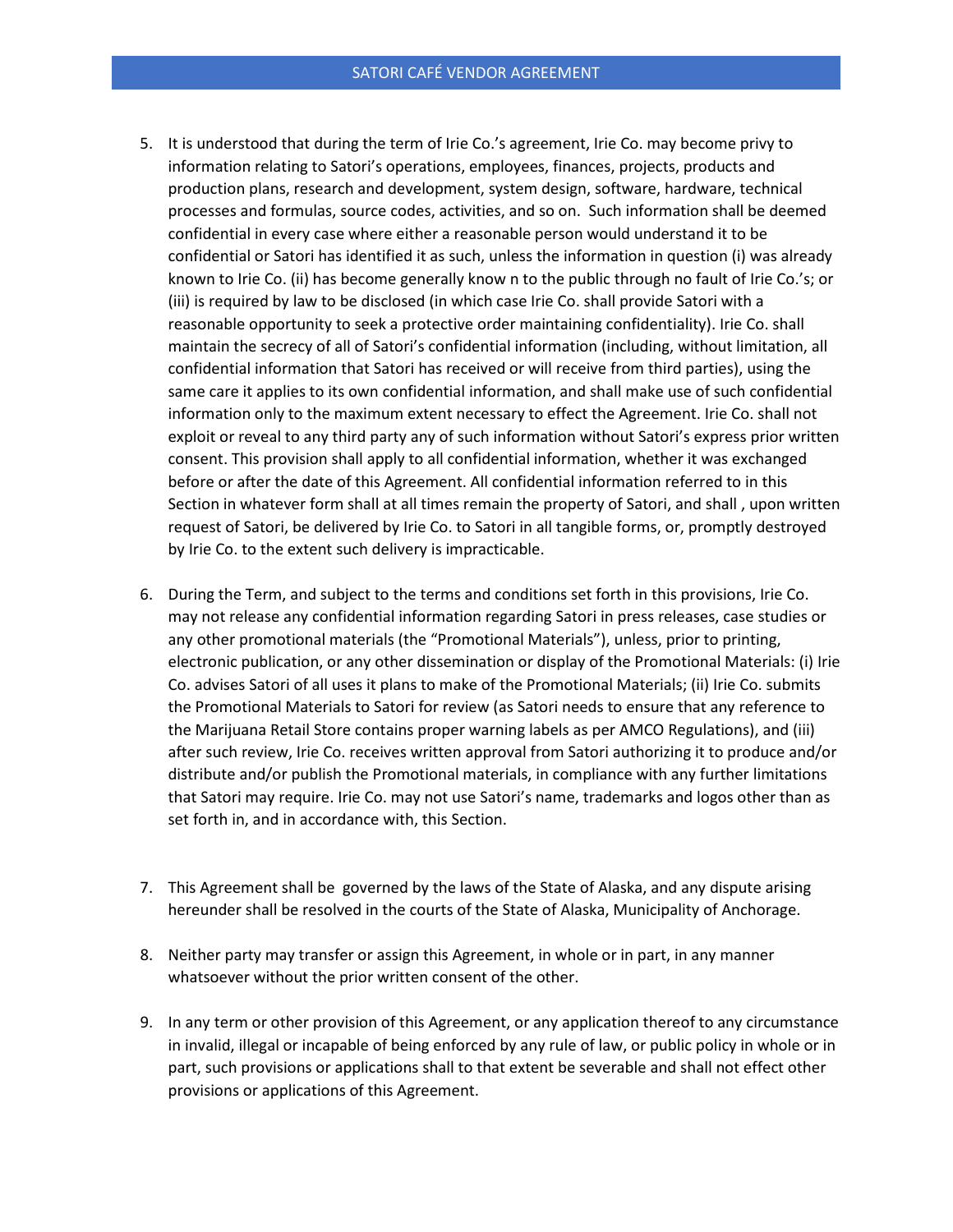5. It is understood that during the term of Irie Co.'s agreement, Irie Co. may become privy to information relating to Satori's operations, employees, finances, projects, products and production plans, research and development, system design, software, hardware, technical processes and formulas, source codes, activities, and so on. Such information shall be deemed confidential in every case where either a reasonable person would understand it to be confidential or Satori has identified it as such, unless the information in question (i) was already known to Irie Co. (ii) has become generally know n to the public through no fault of Irie Co.'s; or (iii) is required by law to be disclosed (in which case Irie Co. shall provide Satori with a reasonable opportunity to seek a protective order maintaining confidentiality). Irie Co. shall maintain the secrecy of all of Satori's confidential information (including, without limitation, all confidential information that Satori has received or will receive from third parties), using the same care it applies to its own confidential information, and shall make use of such confidential information only to the maximum extent necessary to effect the Agreement. Irie Co. shall not exploit or reveal to any third party any of such information without Satori's express prior written consent. This provision shall apply to all confidential information, whether it was exchanged before or after the date of this Agreement. All confidential information referred to in this Section in whatever form shall at all times remain the property of Satori, and shall , upon written request of Satori, be delivered by Irie Co. to Satori in all tangible forms, or, promptly destroyed by Irie Co. to the extent such delivery is impracticable.

6. During the Term, and subject to the terms and conditions set forth in this provisions, Irie Co. may not release any confidential information regarding Satori in press releases, case studies or any other promotional materials (the "Promotional Materials"), unless, prior to printing, electronic publication, or any other dissemination or display of the Promotional Materials: (i) Irie Co. advises Satori of all uses it plans to make of the Promotional Materials; (ii) Irie Co. submits the Promotional Materials to Satori for review (as Satori needs to ensure that any reference to the Marijuana Retail Store contains proper warning labels as per AMCO Regulations), and (iii) after such review, Irie Co. receives written approval from Satori authorizing it to produce and/or distribute and/or publish the Promotional materials, in compliance with any further limitations that Satori may require. Irie Co. may not use Satori's name, trademarks and logos other than as set forth in, and in accordance with, this Section.

7. This Agreement shall be governed by the laws of the State of Alaska, and any dispute arising hereunder shall be resolved in the courts of the State of Alaska, Municipality of Anchorage.

8. Neither party may transfer or assign this Agreement, in whole or in part, in any manner whatsoever without the prior written consent of the other.

9. In any term or other provision of this Agreement, or any application thereof to any circumstance in invalid, illegal or incapable of being enforced by any rule of law, or public policy in whole or in part, such provisions or applications shall to that extent be severable and shall not effect other provisions or applications of this Agreement.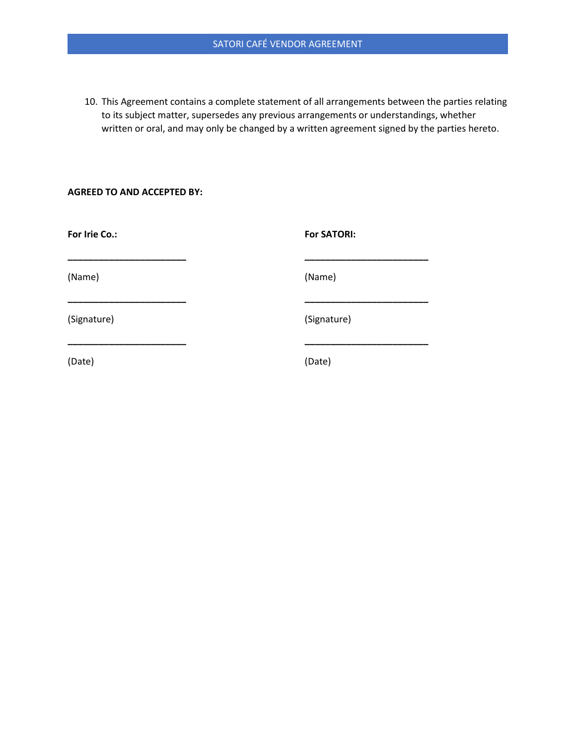10. This Agreement contains a complete statement of all arrangements between the parties relating to its subject matter, supersedes any previous arrangements or understandings, whether written or oral, and may only be changed by a written agreement signed by the parties hereto.

**AGREED TO AND ACCEPTED BY:**

**For Irie Co.:**

________________________

(Name)

________________________

(Signature)

________________________

(Date)

**For SATORI:**

________________________

(Name)

________________________

(Signature)

________________________

(Date)